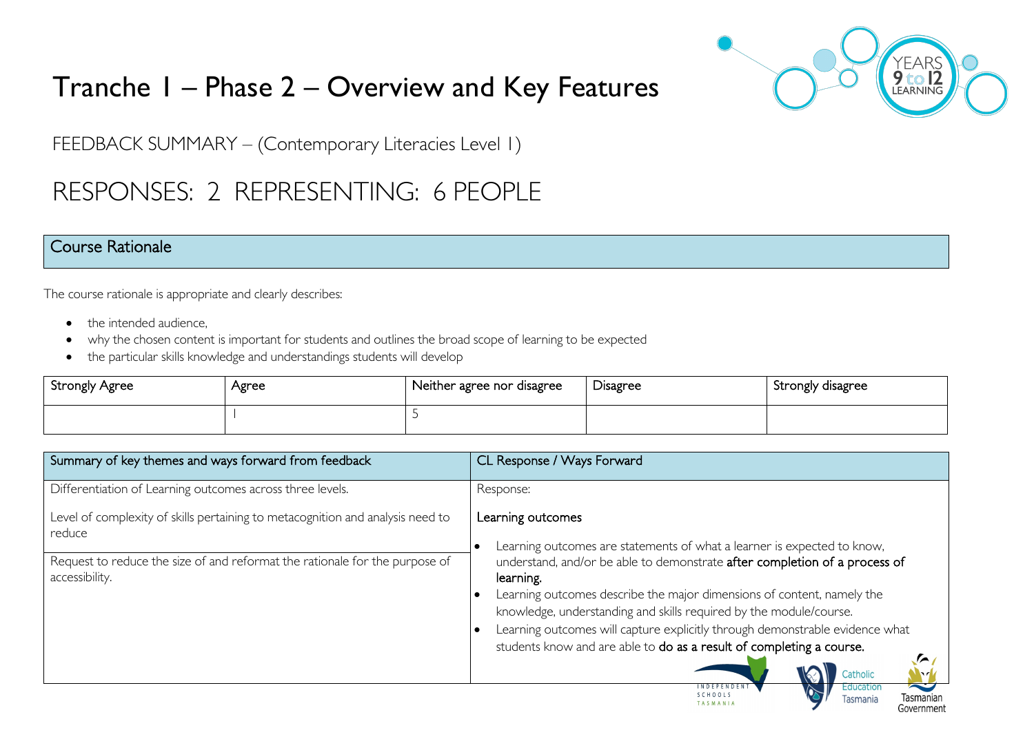# Tranche 1 – Phase 2 – Overview and Key Features

FEEDBACK SUMMARY – (Contemporary Literacies Level 1)

## RESPONSES: 2 REPRESENTING: 6 PEOPLE

## Course Rationale

The course rationale is appropriate and clearly describes:

- the intended audience,
- why the chosen content is important for students and outlines the broad scope of learning to be expected
- the particular skills knowledge and understandings students will develop

| Strongly Agree | Agree | Neither agree nor disagree | Disagree | Strongly disagree |
|---|---|---|---|---|
| | 1 | 5 | | |

| Summary of key themes and ways forward from feedback | CL Response / Ways Forward |
|---|---|
| Differentiation of Learning outcomes across three levels.<br><br>Level of complexity of skills pertaining to metacognition and analysis need to reduce | Response:<br><br>Learning outcomes<br><br>• Learning outcomes are statements of what a learner is expected to know, understand, and/or be able to demonstrate **after completion of a process of learning.**<br>• Learning outcomes describe the major dimensions of content, namely the knowledge, understanding and skills required by the module/course.<br>• Learning outcomes will capture explicitly through demonstrable evidence what students know and are able to **do as a result of completing a course.** |
| Request to reduce the size of and reformat the rationale for the purpose of accessibility. | |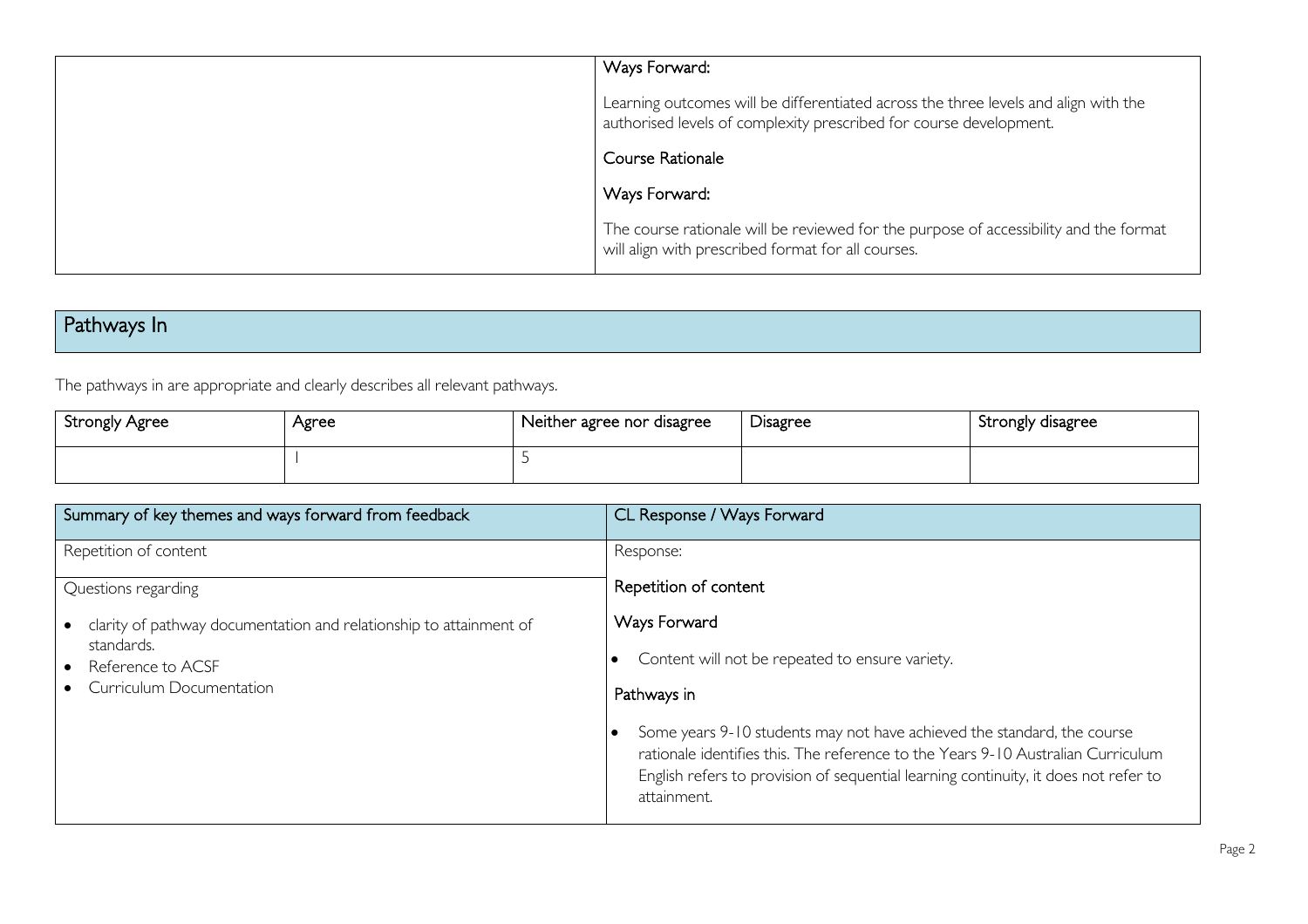| | |
|---|---|
| | Ways Forward:<br><br>Learning outcomes will be differentiated across the three levels and align with the authorised levels of complexity prescribed for course development.<br><br>Course Rationale<br><br>Ways Forward:<br><br>The course rationale will be reviewed for the purpose of accessibility and the format will align with prescribed format for all courses. |

## Pathways In

The pathways in are appropriate and clearly describes all relevant pathways.

| Strongly Agree | Agree | Neither agree nor disagree | Disagree | Strongly disagree |
|---|---|---|---|---|
| | 1 | 5 | | |

| Summary of key themes and ways forward from feedback | CL Response / Ways Forward |
|---|---|
| Repetition of content | Response: |
| Questions regarding<br><br>• clarity of pathway documentation and relationship to attainment of standards.<br>• Reference to ACSF<br>• Curriculum Documentation | Repetition of content<br><br>Ways Forward<br><br>• Content will not be repeated to ensure variety.<br><br>Pathways in<br><br>• Some years 9-10 students may not have achieved the standard, the course rationale identifies this. The reference to the Years 9-10 Australian Curriculum English refers to provision of sequential learning continuity, it does not refer to attainment. |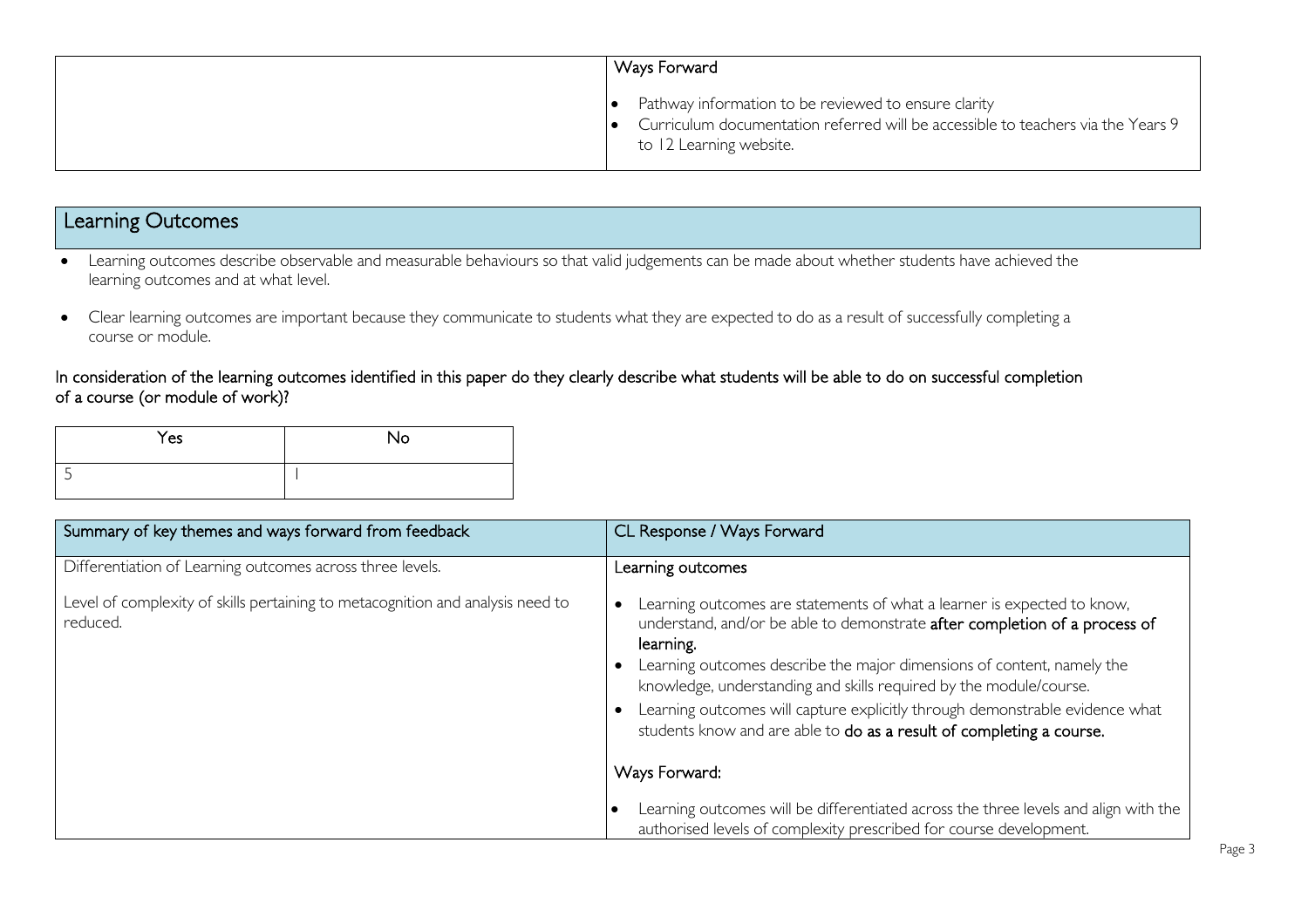| | Ways Forward |
|---|---|
| | <ul><li>Pathway information to be reviewed to ensure clarity</li><li>Curriculum documentation referred will be accessible to teachers via the Years 9 to 12 Learning website.</li></ul> |

## Learning Outcomes

- Learning outcomes describe observable and measurable behaviours so that valid judgements can be made about whether students have achieved the learning outcomes and at what level.
- Clear learning outcomes are important because they communicate to students what they are expected to do as a result of successfully completing a course or module.

In consideration of the learning outcomes identified in this paper do they clearly describe what students will be able to do on successful completion of a course (or module of work)?

| Yes | No |
|---|---|
| 5 | 1 |

| Summary of key themes and ways forward from feedback | CL Response / Ways Forward |
|---|---|
| Differentiation of Learning outcomes across three levels.<br><br>Level of complexity of skills pertaining to metacognition and analysis need to reduced. | Learning outcomes<br><ul><li>Learning outcomes are statements of what a learner is expected to know, understand, and/or be able to demonstrate **after completion of a process of learning.**</li><li>Learning outcomes describe the major dimensions of content, namely the knowledge, understanding and skills required by the module/course.</li><li>Learning outcomes will capture explicitly through demonstrable evidence what students know and are able to **do as a result of completing a course.**</li></ul>Ways Forward:<br><ul><li>Learning outcomes will be differentiated across the three levels and align with the authorised levels of complexity prescribed for course development.</li></ul> |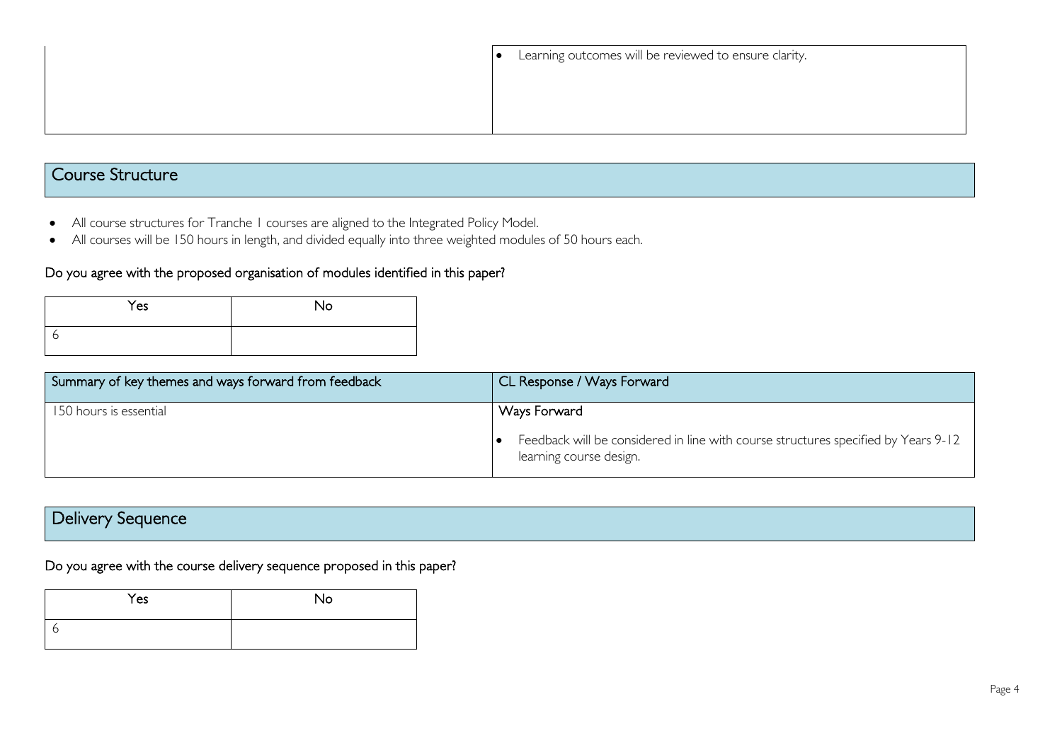| | |
|---|---|
| | • Learning outcomes will be reviewed to ensure clarity. |

## Course Structure

- All course structures for Tranche 1 courses are aligned to the Integrated Policy Model.
- All courses will be 150 hours in length, and divided equally into three weighted modules of 50 hours each.

Do you agree with the proposed organisation of modules identified in this paper?

| Yes | No |
|---|---|
| 6 | |

| Summary of key themes and ways forward from feedback | CL Response / Ways Forward |
|---|---|
| 150 hours is essential | Ways Forward<br><br>• Feedback will be considered in line with course structures specified by Years 9-12 learning course design. |

## Delivery Sequence

Do you agree with the course delivery sequence proposed in this paper?

| Yes | No |
|---|---|
| 6 | |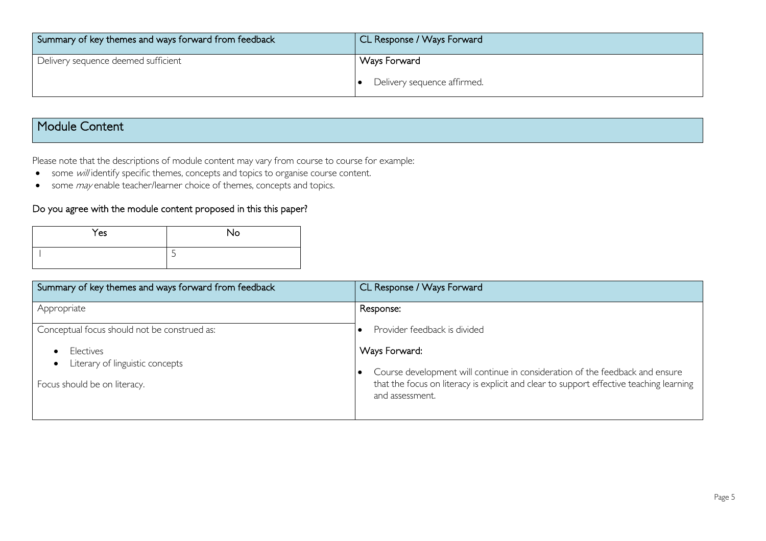| Summary of key themes and ways forward from feedback | CL Response / Ways Forward |
|---|---|
| Delivery sequence deemed sufficient | **Ways Forward**<br>• Delivery sequence affirmed. |

## Module Content

Please note that the descriptions of module content may vary from course to course for example:

- some *will* identify specific themes, concepts and topics to organise course content.
- some *may* enable teacher/learner choice of themes, concepts and topics.

### Do you agree with the module content proposed in this this paper?

| Yes | No |
|---|---|
| 1 | 5 |

| Summary of key themes and ways forward from feedback | CL Response / Ways Forward |
|---|---|
| Appropriate | **Response:** |
| Conceptual focus should not be construed as:<br>• Electives<br>• Literary of linguistic concepts<br>Focus should be on literacy. | • Provider feedback is divided<br>**Ways Forward:**<br>• Course development will continue in consideration of the feedback and ensure that the focus on literacy is explicit and clear to support effective teaching learning and assessment. |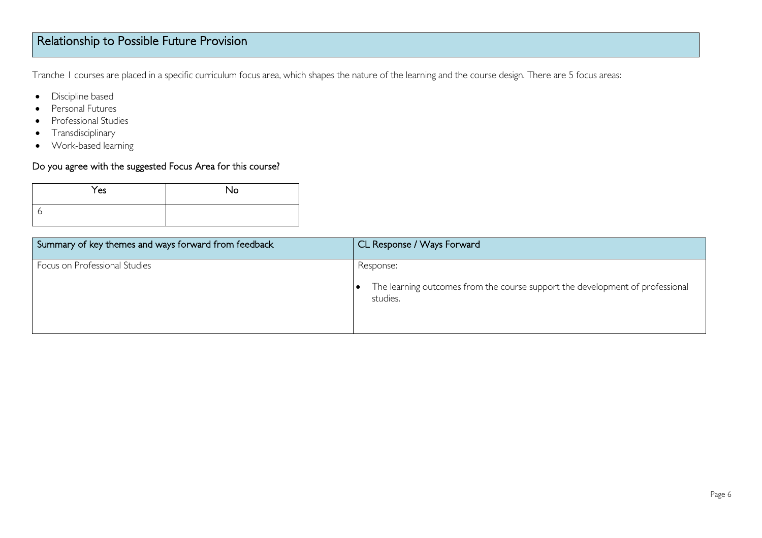## Relationship to Possible Future Provision

Tranche 1 courses are placed in a specific curriculum focus area, which shapes the nature of the learning and the course design. There are 5 focus areas:

- Discipline based
- Personal Futures
- Professional Studies
- Transdisciplinary
- Work-based learning

### Do you agree with the suggested Focus Area for this course?

| Yes | No |
|---|---|
| 6 | |

| Summary of key themes and ways forward from feedback | CL Response / Ways Forward |
|---|---|
| Focus on Professional Studies | Response:<br>• The learning outcomes from the course support the development of professional studies. |